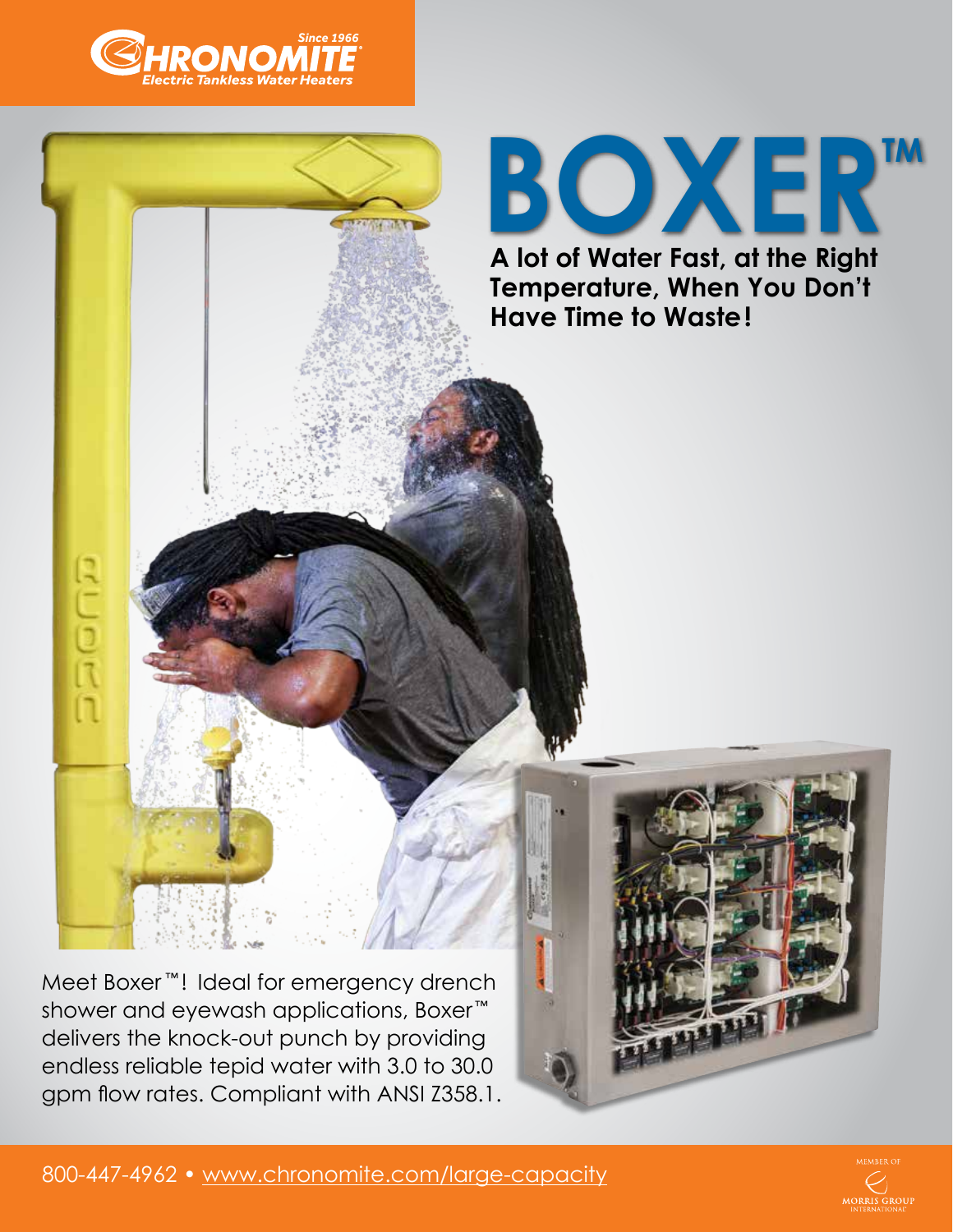Since 1966

CHRONOMITE®

Electric Tankless Water Heaters

# BOXER™

**A lot of Water Fast, at the Right Temperature, When You Don't Have Time to Waste!**

Meet Boxer™! Ideal for emergency drench shower and eyewash applications, Boxer™ delivers the knock-out punch by providing endless reliable tepid water with 3.0 to 30.0 gpm flow rates. Compliant with ANSI Z358.1.

800-447-4962 • www.chronomite.com/large-capacity

MEMBER OF MORRIS GROUP INTERNATIONAL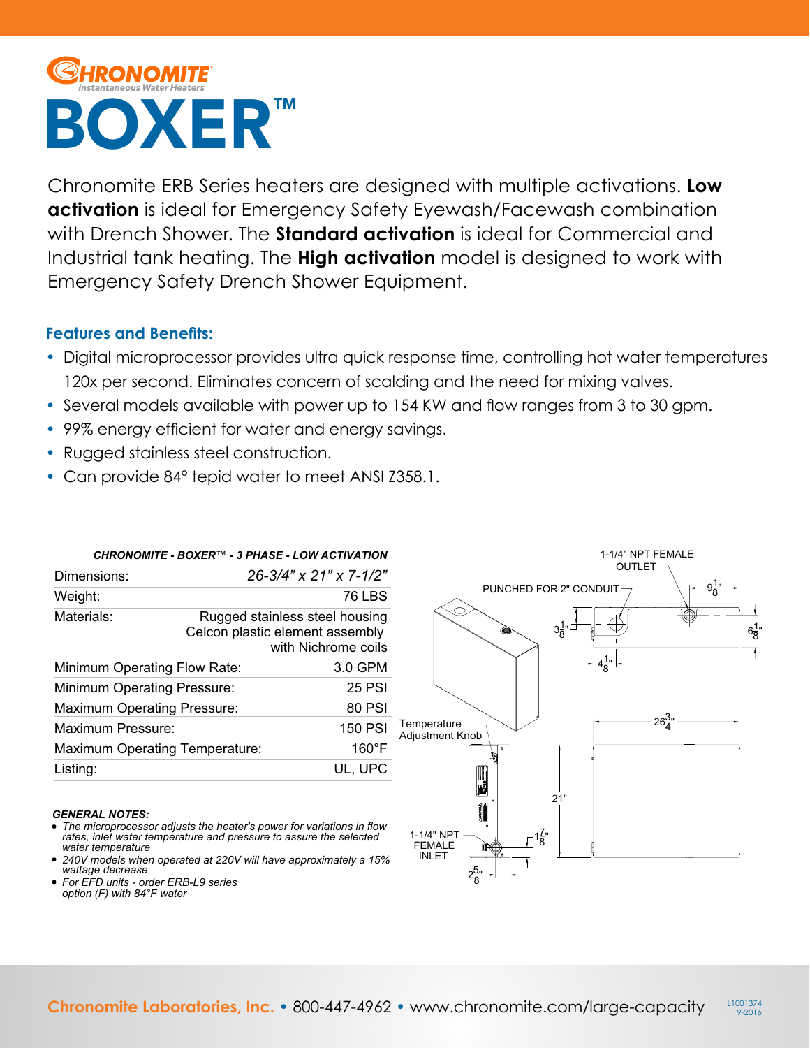CHRONOMITE
Instantaneous Water Heaters

# BOXER™

Chronomite ERB Series heaters are designed with multiple activations. **Low activation** is ideal for Emergency Safety Eyewash/Facewash combination with Drench Shower. The **Standard activation** is ideal for Commercial and Industrial tank heating. The **High activation** model is designed to work with Emergency Safety Drench Shower Equipment.

### Features and Benefits:

- Digital microprocessor provides ultra quick response time, controlling hot water temperatures 120x per second. Eliminates concern of scalding and the need for mixing valves.
- Several models available with power up to 154 KW and flow ranges from 3 to 30 gpm.
- 99% energy efficient for water and energy savings.
- Rugged stainless steel construction.
- Can provide 84° tepid water to meet ANSI Z358.1.

***CHRONOMITE - BOXER™ - 3 PHASE - LOW ACTIVATION***

| | |
|---|---|
| Dimensions: | *26-3/4" x 21" x 7-1/2"* |
| Weight: | 76 LBS |
| Materials: | Rugged stainless steel housing Celcon plastic element assembly with Nichrome coils |
| Minimum Operating Flow Rate: | 3.0 GPM |
| Minimum Operating Pressure: | 25 PSI |
| Maximum Operating Pressure: | 80 PSI |
| Maximum Pressure: | 150 PSI |
| Maximum Operating Temperature: | 160°F |
| Listing: | UL, UPC |

***GENERAL NOTES:***

- *The microprocessor adjusts the heater's power for variations in flow rates, inlet water temperature and pressure to assure the selected water temperature*
- *240V models when operated at 220V will have approximately a 15% wattage decrease*
- *For EFD units - order ERB-L9 series option (F) with 84°F water*

1-1/4" NPT FEMALE OUTLET
PUNCHED FOR 2" CONDUIT
9 1/8"
3 1/8"
6 1/8"
4 1/8"
Temperature Adjustment Knob
26 3/4"
21"
1-1/4" NPT FEMALE INLET
1 7/8"
2 5/8"

Chronomite Laboratories, Inc. • 800-447-4962 • www.chronomite.com/large-capacity

L1001374
9-2016